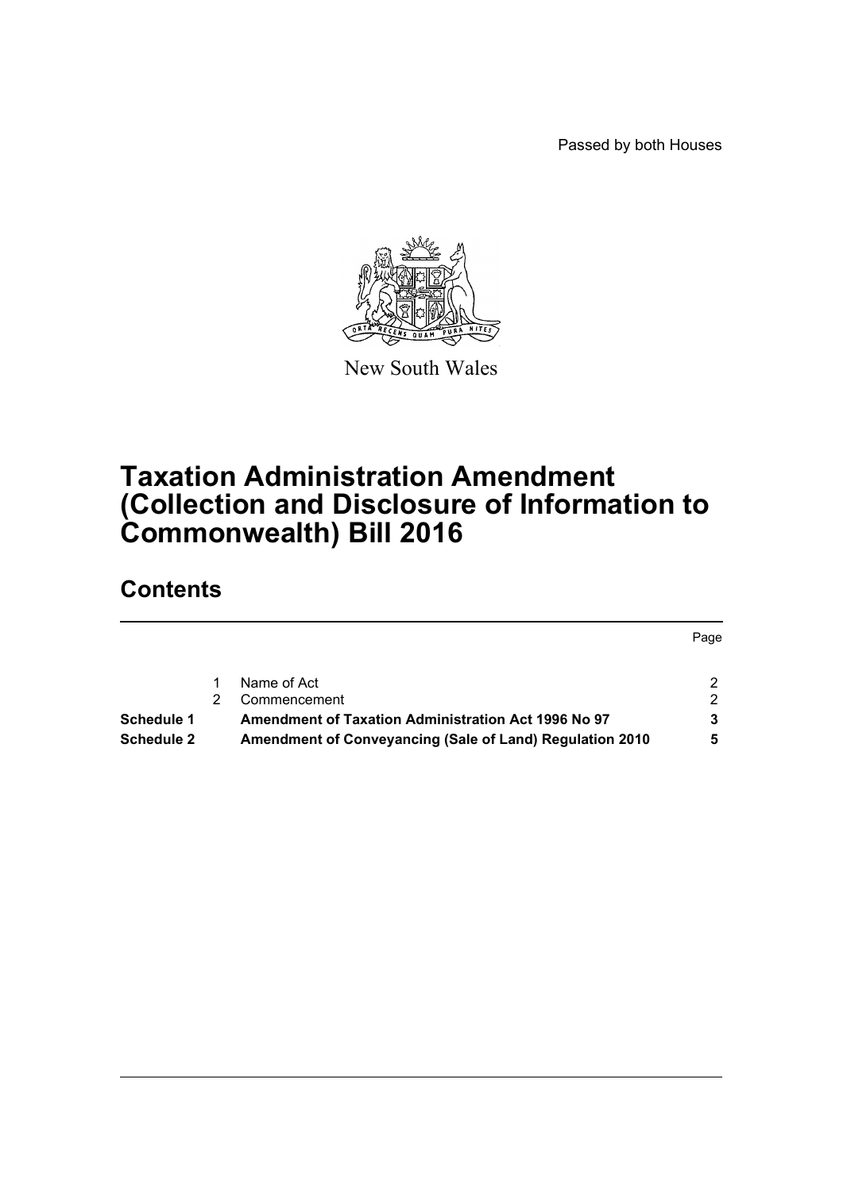Passed by both Houses

New South Wales

# Taxation Administration Amendment (Collection and Disclosure of Information to Commonwealth) Bill 2016

## Contents

| | | | Page |
|---|---|---|---|
| | 1 | Name of Act | 2 |
| | 2 | Commencement | 2 |
| **Schedule 1** | | **Amendment of Taxation Administration Act 1996 No 97** | **3** |
| **Schedule 2** | | **Amendment of Conveyancing (Sale of Land) Regulation 2010** | **5** |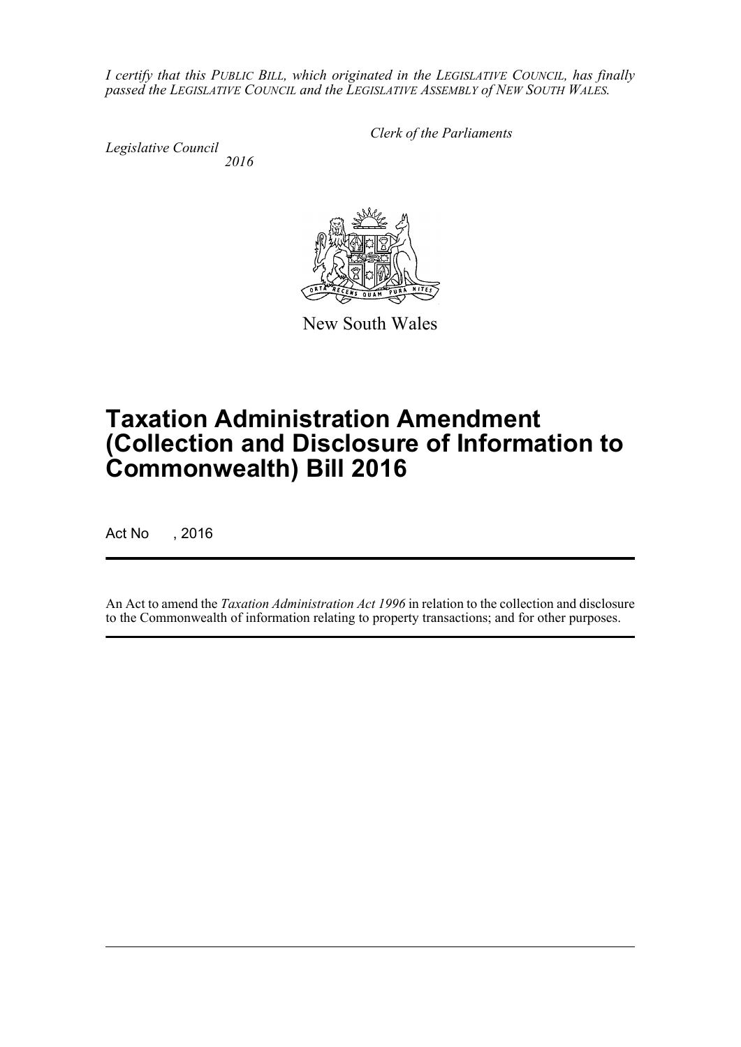*I certify that this PUBLIC BILL, which originated in the LEGISLATIVE COUNCIL, has finally passed the LEGISLATIVE COUNCIL and the LEGISLATIVE ASSEMBLY of NEW SOUTH WALES.*

*Clerk of the Parliaments*

*Legislative Council*

*2016*

New South Wales

# Taxation Administration Amendment (Collection and Disclosure of Information to Commonwealth) Bill 2016

Act No , 2016

An Act to amend the *Taxation Administration Act 1996* in relation to the collection and disclosure to the Commonwealth of information relating to property transactions; and for other purposes.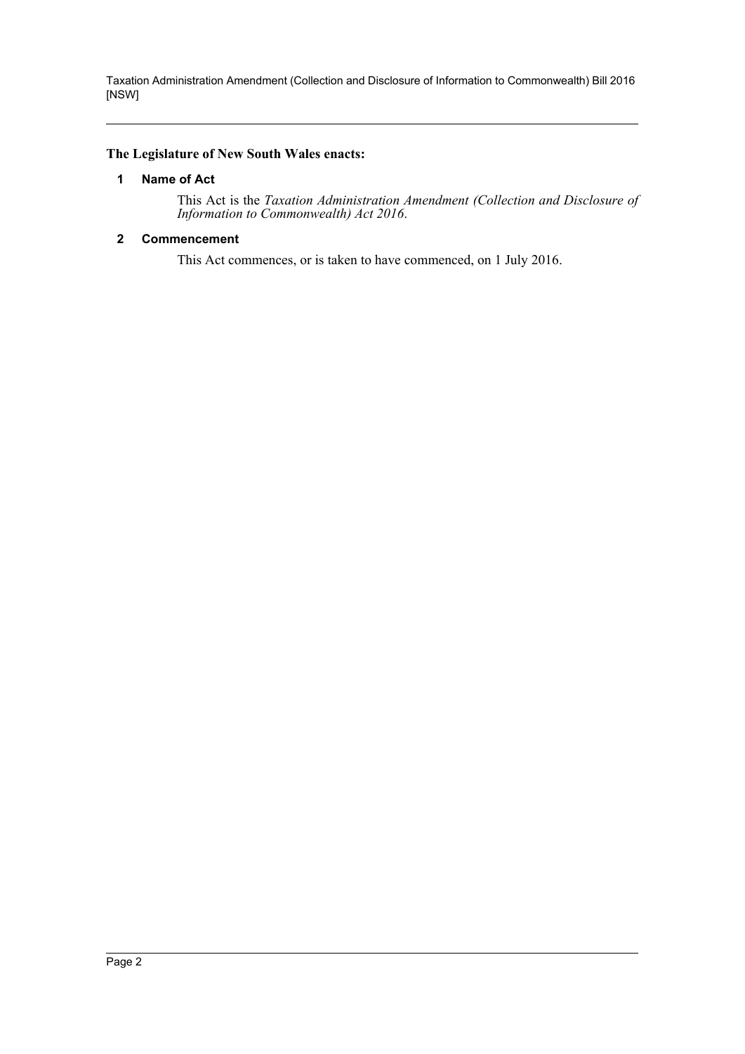**The Legislature of New South Wales enacts:**

## 1 Name of Act

This Act is the *Taxation Administration Amendment (Collection and Disclosure of Information to Commonwealth) Act 2016*.

## 2 Commencement

This Act commences, or is taken to have commenced, on 1 July 2016.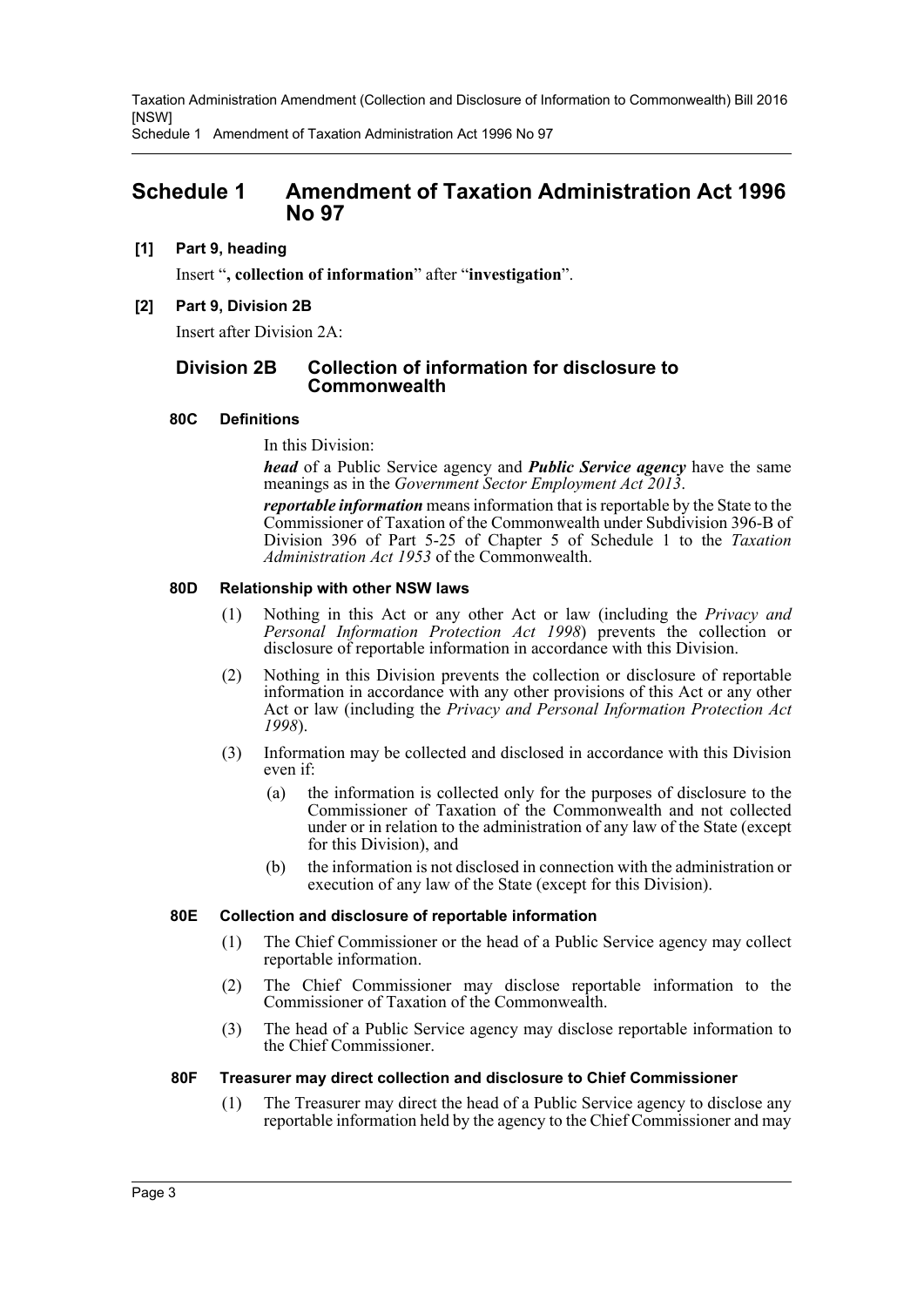# Schedule 1 Amendment of Taxation Administration Act 1996 No 97

**[1] Part 9, heading**

Insert "**, collection of information**" after "**investigation**".

**[2] Part 9, Division 2B**

Insert after Division 2A:

## Division 2B Collection of information for disclosure to Commonwealth

### 80C Definitions

In this Division:

***head*** of a Public Service agency and ***Public Service agency*** have the same meanings as in the *Government Sector Employment Act 2013*.

***reportable information*** means information that is reportable by the State to the Commissioner of Taxation of the Commonwealth under Subdivision 396-B of Division 396 of Part 5-25 of Chapter 5 of Schedule 1 to the *Taxation Administration Act 1953* of the Commonwealth.

### 80D Relationship with other NSW laws

(1) Nothing in this Act or any other Act or law (including the *Privacy and Personal Information Protection Act 1998*) prevents the collection or disclosure of reportable information in accordance with this Division.

(2) Nothing in this Division prevents the collection or disclosure of reportable information in accordance with any other provisions of this Act or any other Act or law (including the *Privacy and Personal Information Protection Act 1998*).

(3) Information may be collected and disclosed in accordance with this Division even if:

(a) the information is collected only for the purposes of disclosure to the Commissioner of Taxation of the Commonwealth and not collected under or in relation to the administration of any law of the State (except for this Division), and

(b) the information is not disclosed in connection with the administration or execution of any law of the State (except for this Division).

### 80E Collection and disclosure of reportable information

(1) The Chief Commissioner or the head of a Public Service agency may collect reportable information.

(2) The Chief Commissioner may disclose reportable information to the Commissioner of Taxation of the Commonwealth.

(3) The head of a Public Service agency may disclose reportable information to the Chief Commissioner.

### 80F Treasurer may direct collection and disclosure to Chief Commissioner

(1) The Treasurer may direct the head of a Public Service agency to disclose any reportable information held by the agency to the Chief Commissioner and may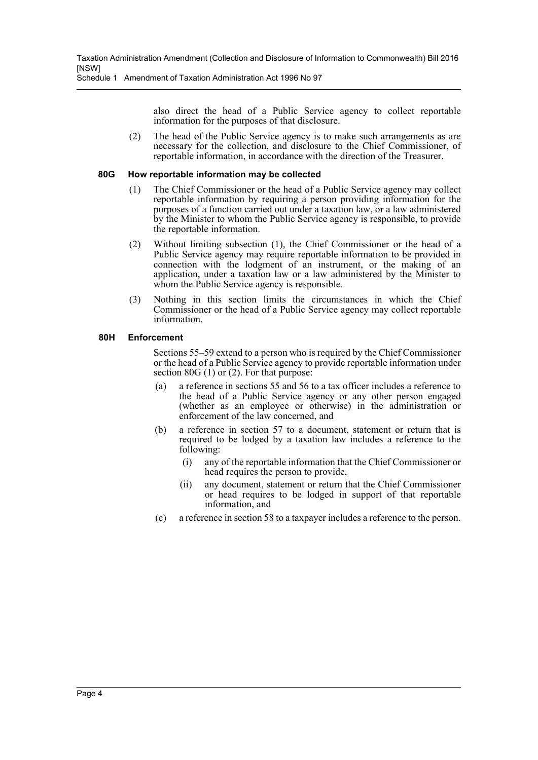also direct the head of a Public Service agency to collect reportable information for the purposes of that disclosure.

(2) The head of the Public Service agency is to make such arrangements as are necessary for the collection, and disclosure to the Chief Commissioner, of reportable information, in accordance with the direction of the Treasurer.

**80G How reportable information may be collected**

(1) The Chief Commissioner or the head of a Public Service agency may collect reportable information by requiring a person providing information for the purposes of a function carried out under a taxation law, or a law administered by the Minister to whom the Public Service agency is responsible, to provide the reportable information.

(2) Without limiting subsection (1), the Chief Commissioner or the head of a Public Service agency may require reportable information to be provided in connection with the lodgment of an instrument, or the making of an application, under a taxation law or a law administered by the Minister to whom the Public Service agency is responsible.

(3) Nothing in this section limits the circumstances in which the Chief Commissioner or the head of a Public Service agency may collect reportable information.

**80H Enforcement**

Sections 55–59 extend to a person who is required by the Chief Commissioner or the head of a Public Service agency to provide reportable information under section 80G (1) or (2). For that purpose:

(a) a reference in sections 55 and 56 to a tax officer includes a reference to the head of a Public Service agency or any other person engaged (whether as an employee or otherwise) in the administration or enforcement of the law concerned, and

(b) a reference in section 57 to a document, statement or return that is required to be lodged by a taxation law includes a reference to the following:

(i) any of the reportable information that the Chief Commissioner or head requires the person to provide,

(ii) any document, statement or return that the Chief Commissioner or head requires to be lodged in support of that reportable information, and

(c) a reference in section 58 to a taxpayer includes a reference to the person.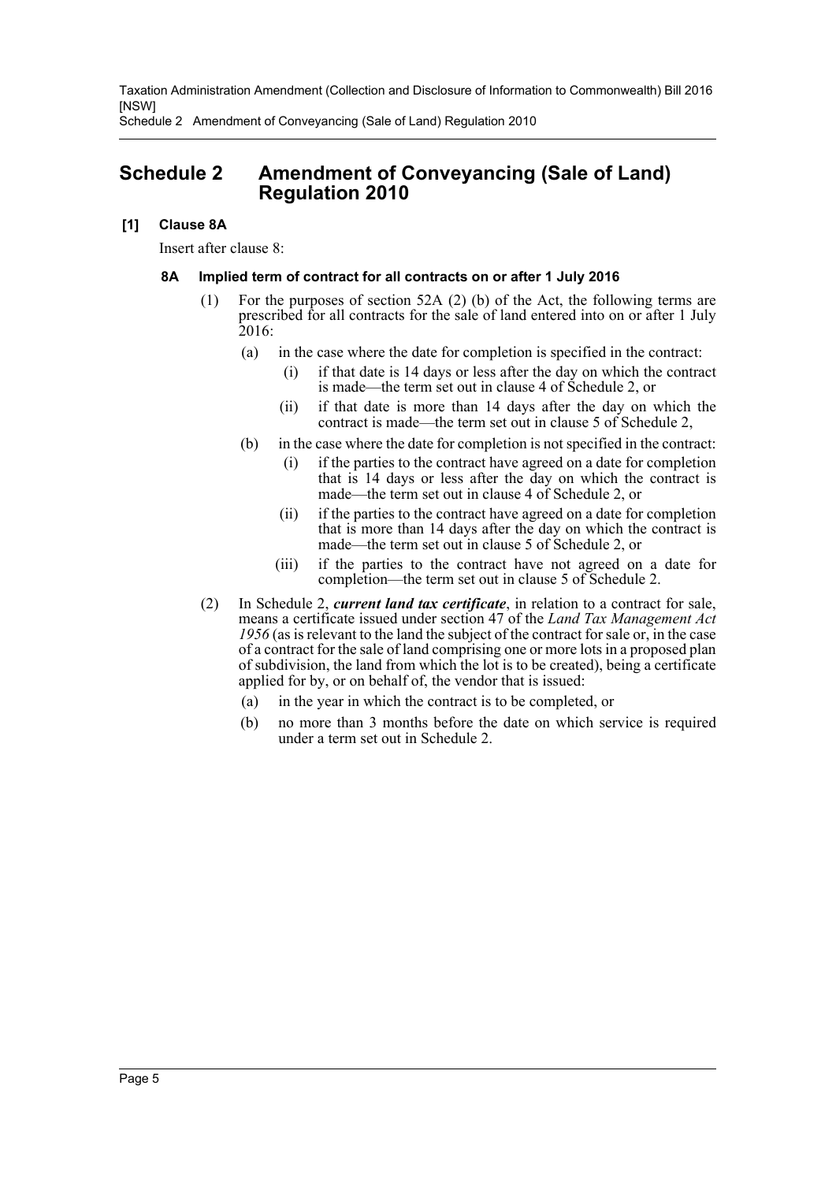# Schedule 2 Amendment of Conveyancing (Sale of Land) Regulation 2010

## [1] Clause 8A

Insert after clause 8:

### 8A Implied term of contract for all contracts on or after 1 July 2016

(1) For the purposes of section 52A (2) (b) of the Act, the following terms are prescribed for all contracts for the sale of land entered into on or after 1 July 2016:

- (a) in the case where the date for completion is specified in the contract:
  - (i) if that date is 14 days or less after the day on which the contract is made—the term set out in clause 4 of Schedule 2, or
  - (ii) if that date is more than 14 days after the day on which the contract is made—the term set out in clause 5 of Schedule 2,
- (b) in the case where the date for completion is not specified in the contract:
  - (i) if the parties to the contract have agreed on a date for completion that is 14 days or less after the day on which the contract is made—the term set out in clause 4 of Schedule 2, or
  - (ii) if the parties to the contract have agreed on a date for completion that is more than 14 days after the day on which the contract is made—the term set out in clause 5 of Schedule 2, or
  - (iii) if the parties to the contract have not agreed on a date for completion—the term set out in clause 5 of Schedule 2.

(2) In Schedule 2, ***current land tax certificate***, in relation to a contract for sale, means a certificate issued under section 47 of the *Land Tax Management Act 1956* (as is relevant to the land the subject of the contract for sale or, in the case of a contract for the sale of land comprising one or more lots in a proposed plan of subdivision, the land from which the lot is to be created), being a certificate applied for by, or on behalf of, the vendor that is issued:

- (a) in the year in which the contract is to be completed, or
- (b) no more than 3 months before the date on which service is required under a term set out in Schedule 2.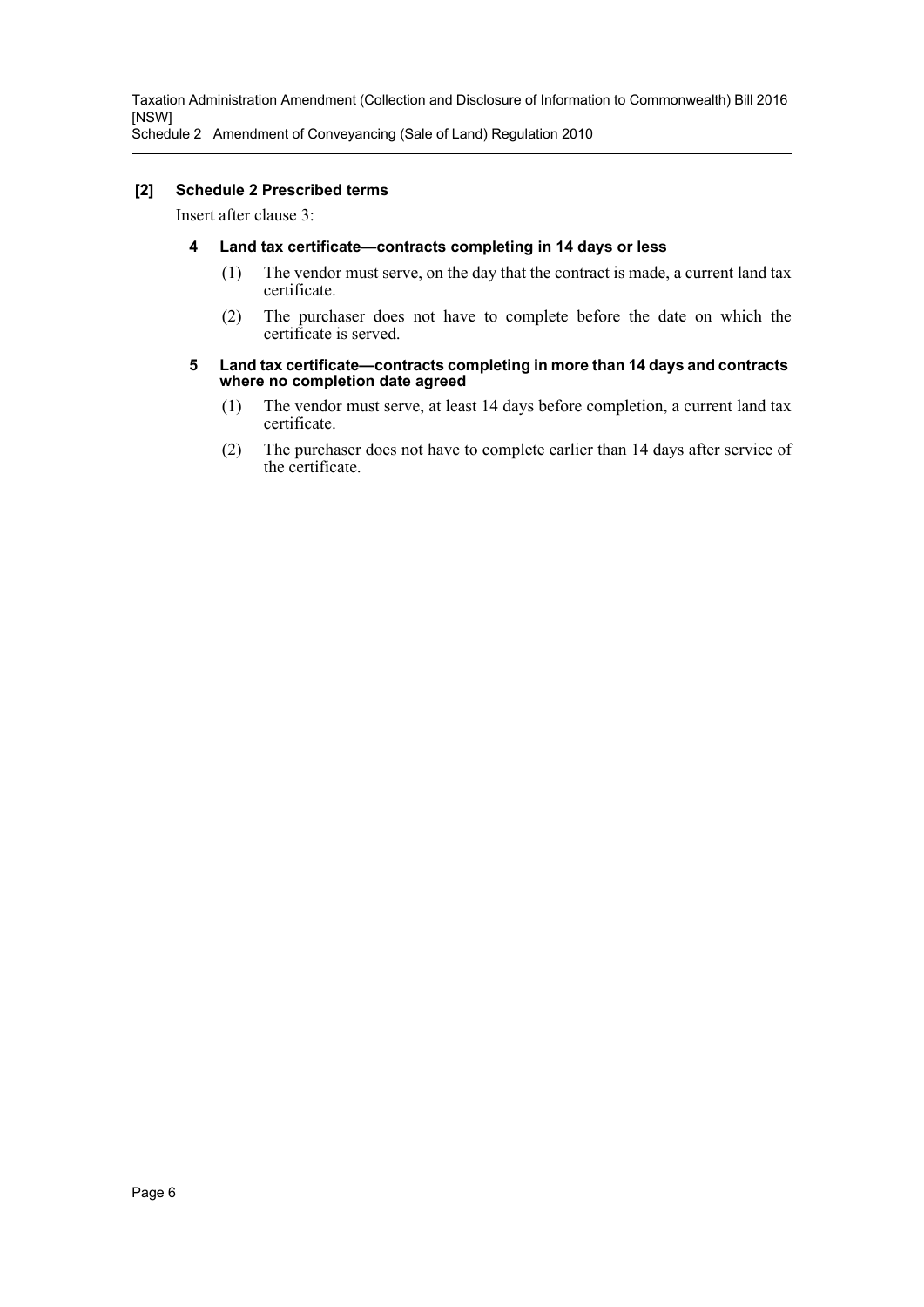**[2] Schedule 2 Prescribed terms**

Insert after clause 3:

**4 Land tax certificate—contracts completing in 14 days or less**

(1) The vendor must serve, on the day that the contract is made, a current land tax certificate.

(2) The purchaser does not have to complete before the date on which the certificate is served.

**5 Land tax certificate—contracts completing in more than 14 days and contracts where no completion date agreed**

(1) The vendor must serve, at least 14 days before completion, a current land tax certificate.

(2) The purchaser does not have to complete earlier than 14 days after service of the certificate.